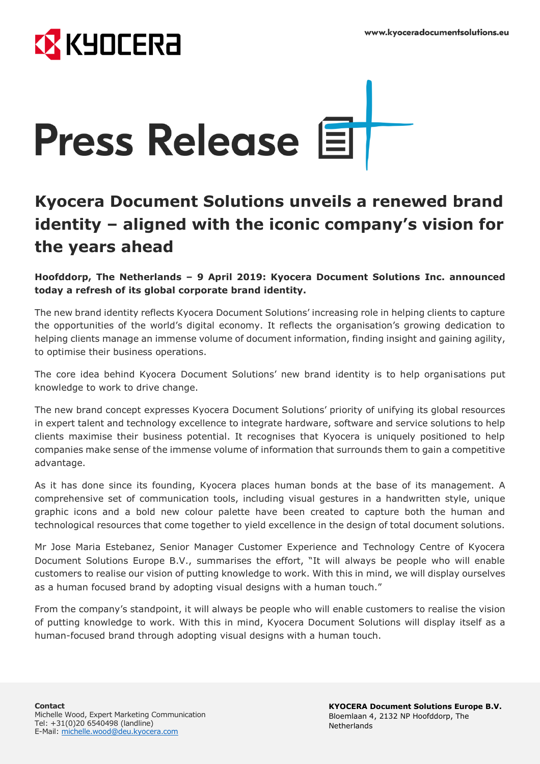# Press Release

## Kyocera Document Solutions unveils a renewed brand identity – aligned with the iconic company's vision for the years ahead

**Hoofddorp, The Netherlands – 9 April 2019: Kyocera Document Solutions Inc. announced today a refresh of its global corporate brand identity.**

The new brand identity reflects Kyocera Document Solutions' increasing role in helping clients to capture the opportunities of the world's digital economy. It reflects the organisation's growing dedication to helping clients manage an immense volume of document information, finding insight and gaining agility, to optimise their business operations.

The core idea behind Kyocera Document Solutions' new brand identity is to help organisations put knowledge to work to drive change.

The new brand concept expresses Kyocera Document Solutions' priority of unifying its global resources in expert talent and technology excellence to integrate hardware, software and service solutions to help clients maximise their business potential. It recognises that Kyocera is uniquely positioned to help companies make sense of the immense volume of information that surrounds them to gain a competitive advantage.

As it has done since its founding, Kyocera places human bonds at the base of its management. A comprehensive set of communication tools, including visual gestures in a handwritten style, unique graphic icons and a bold new colour palette have been created to capture both the human and technological resources that come together to yield excellence in the design of total document solutions.

Mr Jose Maria Estebanez, Senior Manager Customer Experience and Technology Centre of Kyocera Document Solutions Europe B.V., summarises the effort, "It will always be people who will enable customers to realise our vision of putting knowledge to work. With this in mind, we will display ourselves as a human focused brand by adopting visual designs with a human touch."

From the company's standpoint, it will always be people who will enable customers to realise the vision of putting knowledge to work. With this in mind, Kyocera Document Solutions will display itself as a human-focused brand through adopting visual designs with a human touch.

**Contact**
Michelle Wood, Expert Marketing Communication
Tel: +31(0)20 6540498 (landline)
E-Mail: michelle.wood@deu.kyocera.com

**KYOCERA Document Solutions Europe B.V.**
Bloemlaan 4, 2132 NP Hoofddorp, The Netherlands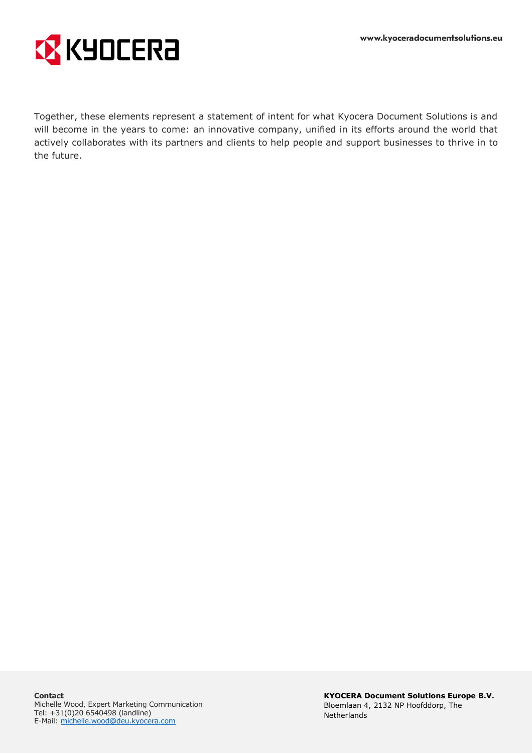Together, these elements represent a statement of intent for what Kyocera Document Solutions is and will become in the years to come: an innovative company, unified in its efforts around the world that actively collaborates with its partners and clients to help people and support businesses to thrive in to the future.

**Contact**
Michelle Wood, Expert Marketing Communication
Tel: +31(0)20 6540498 (landline)
E-Mail: michelle.wood@deu.kyocera.com

**KYOCERA Document Solutions Europe B.V.**
Bloemlaan 4, 2132 NP Hoofddorp, The Netherlands